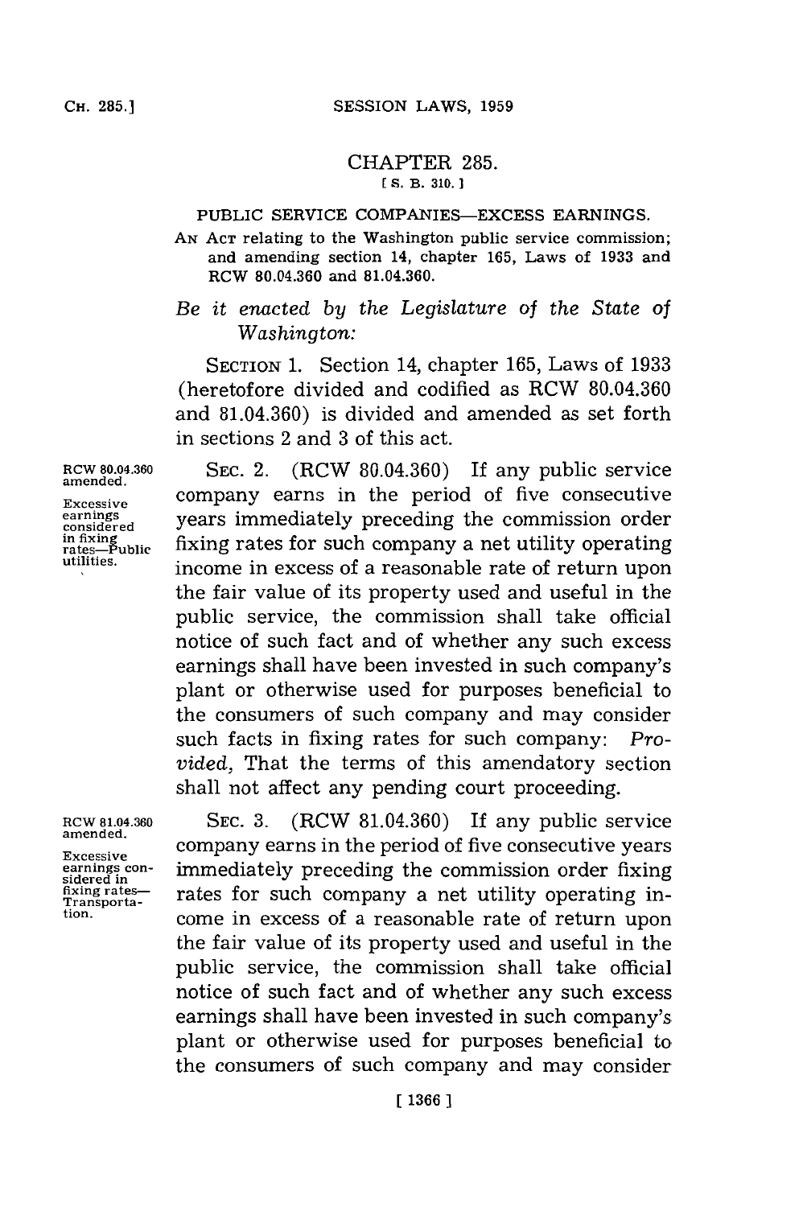# CHAPTER 285.

[S. B. 310.]

## PUBLIC SERVICE COMPANIES—EXCESS EARNINGS.

AN ACT relating to the Washington public service commission; and amending section 14, chapter 165, Laws of 1933 and RCW 80.04.360 and 81.04.360.

*Be it enacted by the Legislature of the State of Washington:*

SECTION 1. Section 14, chapter 165, Laws of 1933 (heretofore divided and codified as RCW 80.04.360 and 81.04.360) is divided and amended as set forth in sections 2 and 3 of this act.

RCW 80.04.360 amended.

Excessive earnings considered in fixing rates—Public utilities.

SEC. 2. (RCW 80.04.360) If any public service company earns in the period of five consecutive years immediately preceding the commission order fixing rates for such company a net utility operating income in excess of a reasonable rate of return upon the fair value of its property used and useful in the public service, the commission shall take official notice of such fact and of whether any such excess earnings shall have been invested in such company's plant or otherwise used for purposes beneficial to the consumers of such company and may consider such facts in fixing rates for such company: *Provided,* That the terms of this amendatory section shall not affect any pending court proceeding.

RCW 81.04.360 amended.

Excessive earnings considered in fixing rates—Transportation.

SEC. 3. (RCW 81.04.360) If any public service company earns in the period of five consecutive years immediately preceding the commission order fixing rates for such company a net utility operating income in excess of a reasonable rate of return upon the fair value of its property used and useful in the public service, the commission shall take official notice of such fact and of whether any such excess earnings shall have been invested in such company's plant or otherwise used for purposes beneficial to the consumers of such company and may consider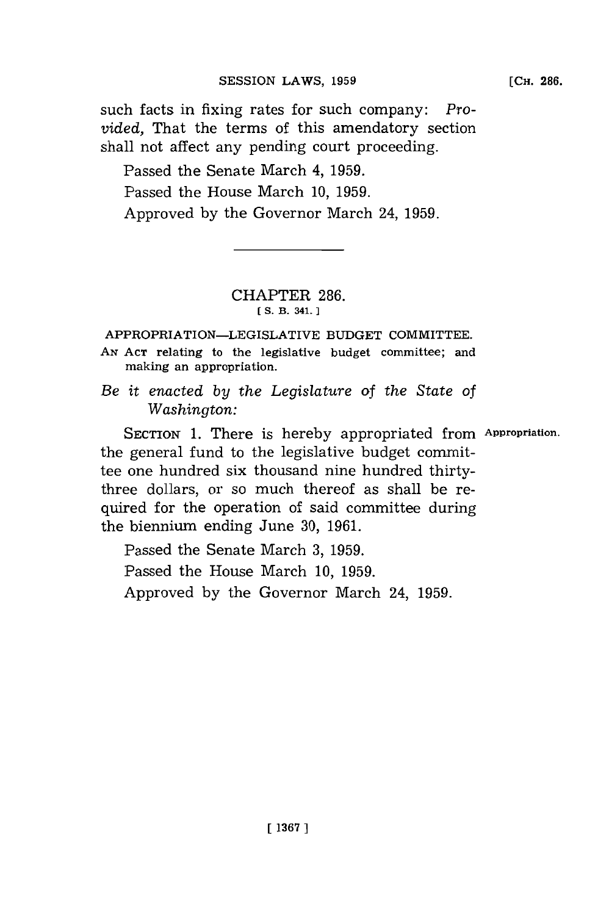such facts in fixing rates for such company: *Provided,* That the terms of this amendatory section shall not affect any pending court proceeding.

Passed the Senate March 4, 1959.

Passed the House March 10, 1959.

Approved by the Governor March 24, 1959.

---

## CHAPTER 286.

[S. B. 341.]

APPROPRIATION—LEGISLATIVE BUDGET COMMITTEE.

AN ACT relating to the legislative budget committee; and making an appropriation.

*Be it enacted by the Legislature of the State of Washington:*

SECTION 1. There is hereby appropriated from the general fund to the legislative budget committee one hundred six thousand nine hundred thirty-three dollars, or so much thereof as shall be required for the operation of said committee during the biennium ending June 30, 1961.

Appropriation.

Passed the Senate March 3, 1959.

Passed the House March 10, 1959.

Approved by the Governor March 24, 1959.